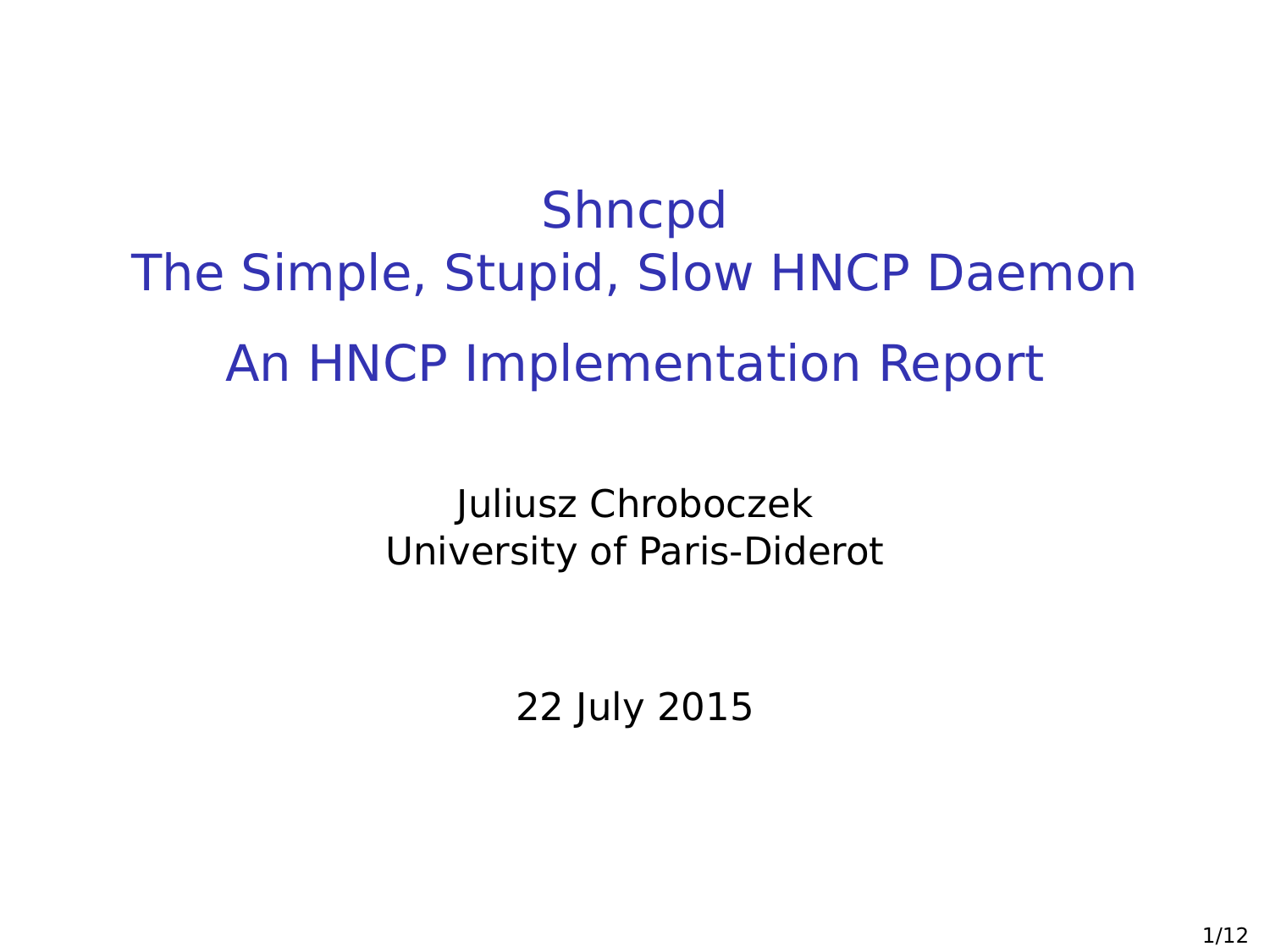# Shncpd
# The Simple, Stupid, Slow HNCP Daemon

## An HNCP Implementation Report

Juliusz Chroboczek
University of Paris-Diderot

22 July 2015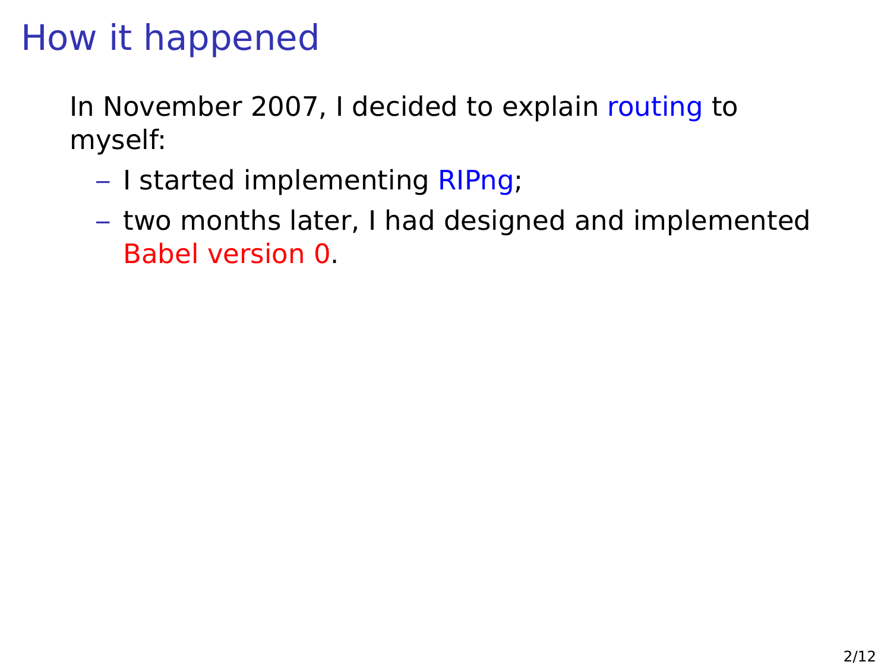# How it happened

In November 2007, I decided to explain routing to myself:

- I started implementing RIPng;
- two months later, I had designed and implemented Babel version 0.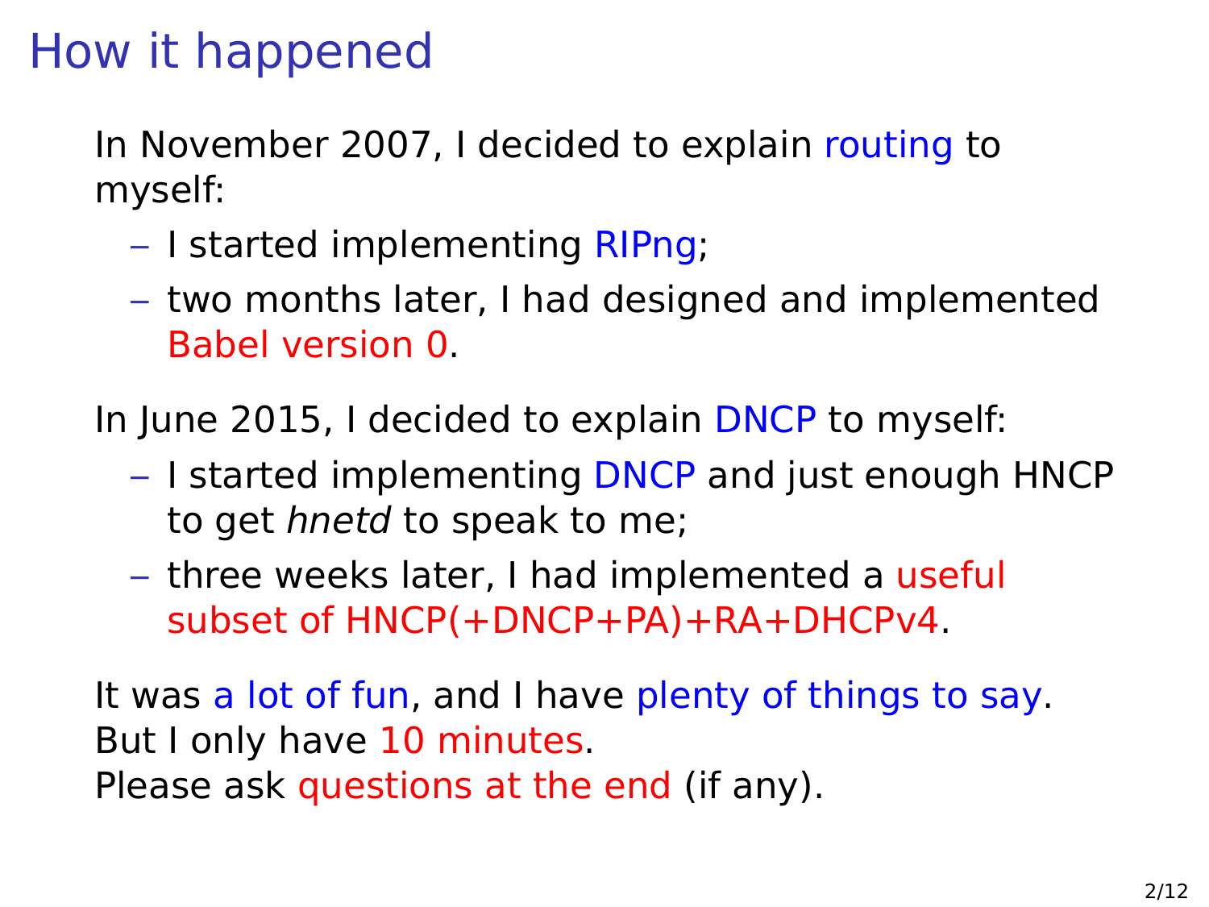# How it happened

In November 2007, I decided to explain routing to myself:

- I started implementing RIPng;
- two months later, I had designed and implemented Babel version 0.

In June 2015, I decided to explain DNCP to myself:

- I started implementing DNCP and just enough HNCP to get *hnetd* to speak to me;
- three weeks later, I had implemented a useful subset of HNCP(+DNCP+PA)+RA+DHCPv4.

It was a lot of fun, and I have plenty of things to say.
But I only have 10 minutes.
Please ask questions at the end (if any).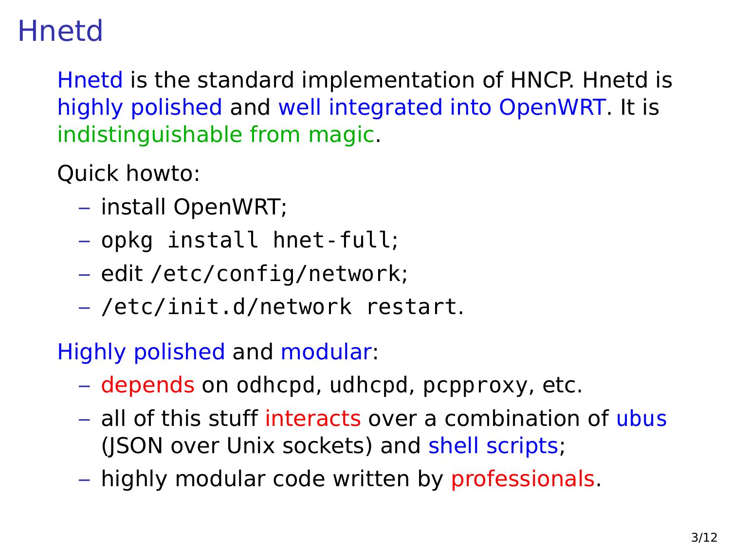# Hnetd

Hnetd is the standard implementation of HNCP. Hnetd is highly polished and well integrated into OpenWRT. It is indistinguishable from magic.

Quick howto:

- install OpenWRT;
- `opkg install hnet-full`;
- edit `/etc/config/network`;
- `/etc/init.d/network restart`.

Highly polished and modular:

- depends on `odhcpd`, `udhcpd`, `pcpproxy`, etc.
- all of this stuff interacts over a combination of ubus (JSON over Unix sockets) and shell scripts;
- highly modular code written by professionals.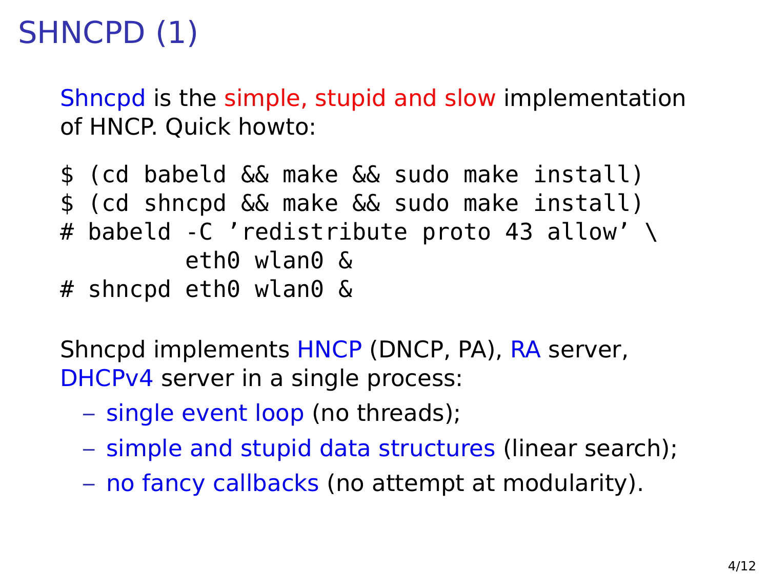# SHNCPD (1)

Shncpd is the simple, stupid and slow implementation of HNCP. Quick howto:

```
$ (cd babeld && make && sudo make install)
$ (cd shncpd && make && sudo make install)
# babeld -C 'redistribute proto 43 allow' \
        eth0 wlan0 &
# shncpd eth0 wlan0 &
```

Shncpd implements HNCP (DNCP, PA), RA server, DHCPv4 server in a single process:

- single event loop (no threads);
- simple and stupid data structures (linear search);
- no fancy callbacks (no attempt at modularity).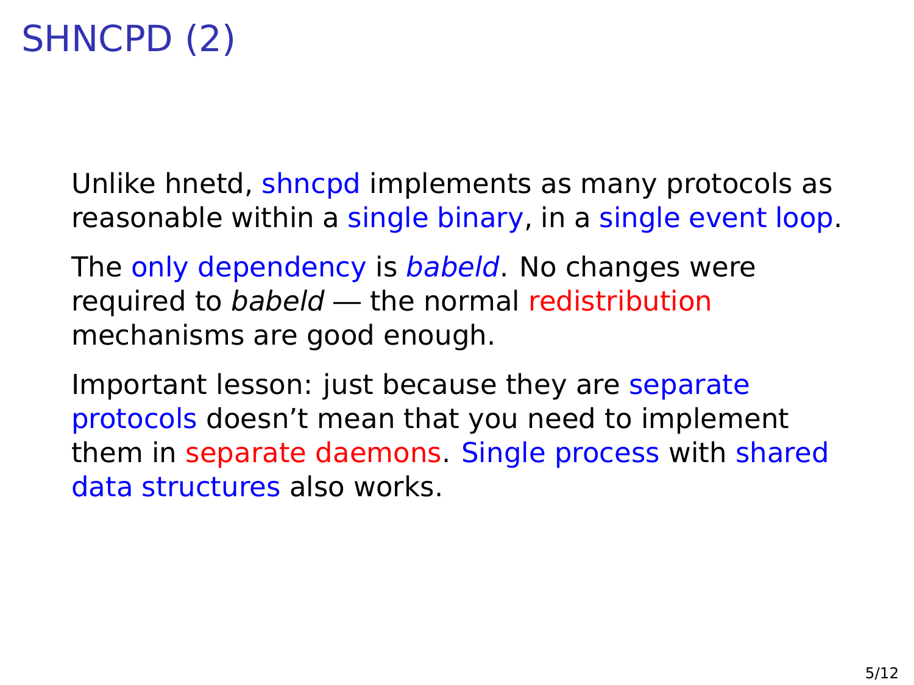# SHNCPD (2)

Unlike hnetd, shncpd implements as many protocols as reasonable within a single binary, in a single event loop.

The only dependency is *babeld*. No changes were required to *babeld* — the normal redistribution mechanisms are good enough.

Important lesson: just because they are separate protocols doesn't mean that you need to implement them in separate daemons. Single process with shared data structures also works.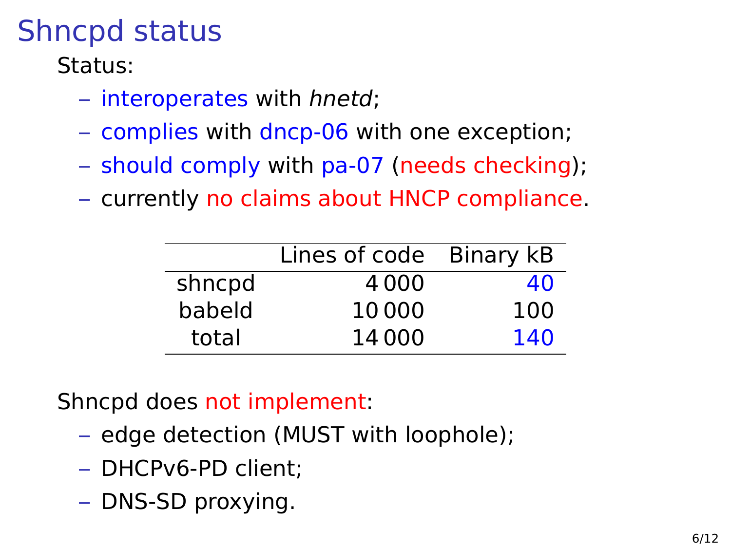# Shncpd status

Status:

- interoperates with *hnetd*;
- complies with dncp-06 with one exception;
- should comply with pa-07 (needs checking);
- currently no claims about HNCP compliance.

| | Lines of code | Binary kB |
|---|---|---|
| shncpd | 4 000 | 40 |
| babeld | 10 000 | 100 |
| total | 14 000 | 140 |

Shncpd does not implement:

- edge detection (MUST with loophole);
- DHCPv6-PD client;
- DNS-SD proxying.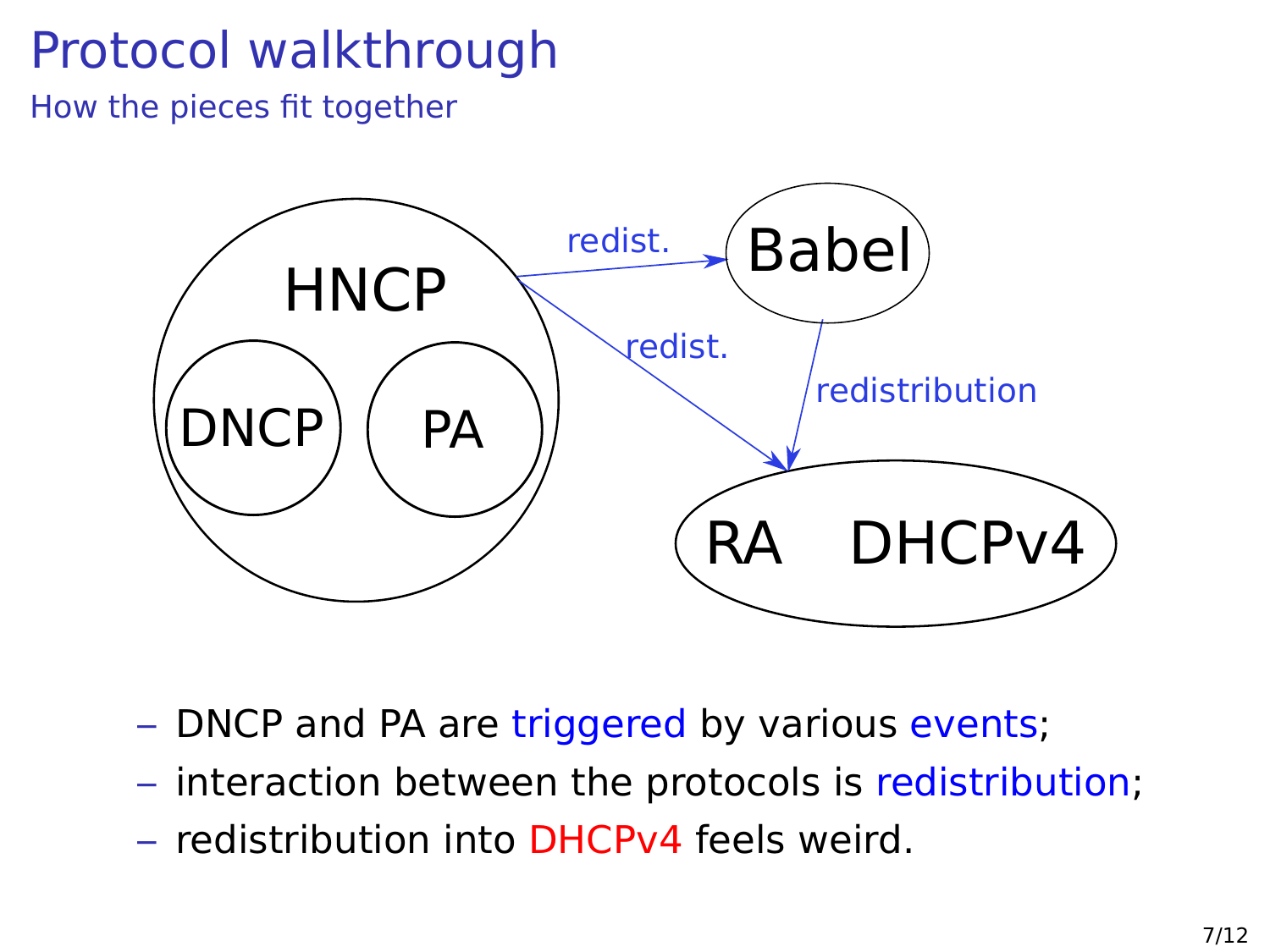# Protocol walkthrough

## How the pieces fit together

HNCP

DNCP

PA

Babel

RA DHCPv4

redist.

redist.

redistribution

- DNCP and PA are triggered by various events;
- interaction between the protocols is redistribution;
- redistribution into DHCPv4 feels weird.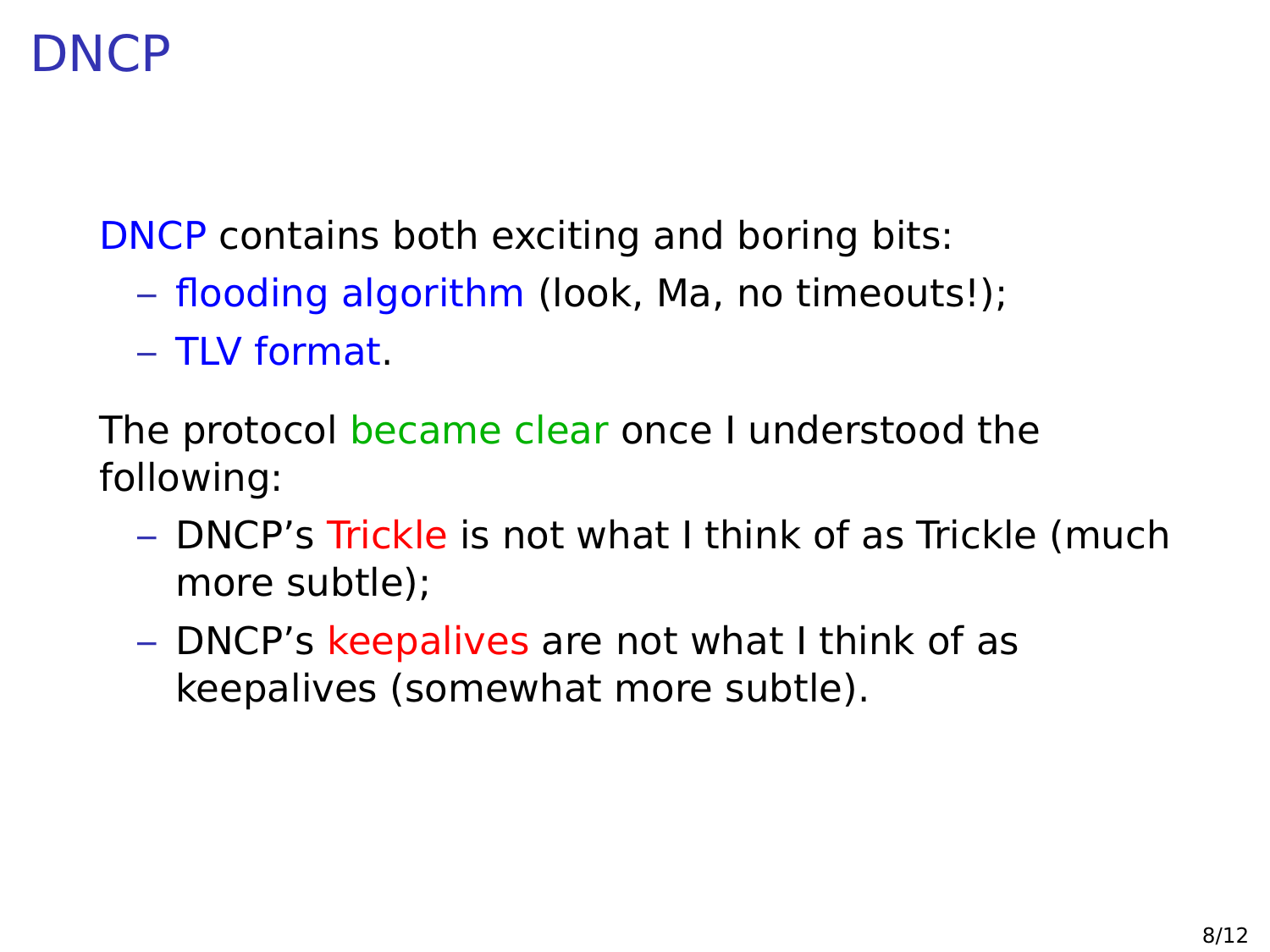# DNCP

DNCP contains both exciting and boring bits:

- flooding algorithm (look, Ma, no timeouts!);
- TLV format.

The protocol became clear once I understood the following:

- DNCP's Trickle is not what I think of as Trickle (much more subtle);
- DNCP's keepalives are not what I think of as keepalives (somewhat more subtle).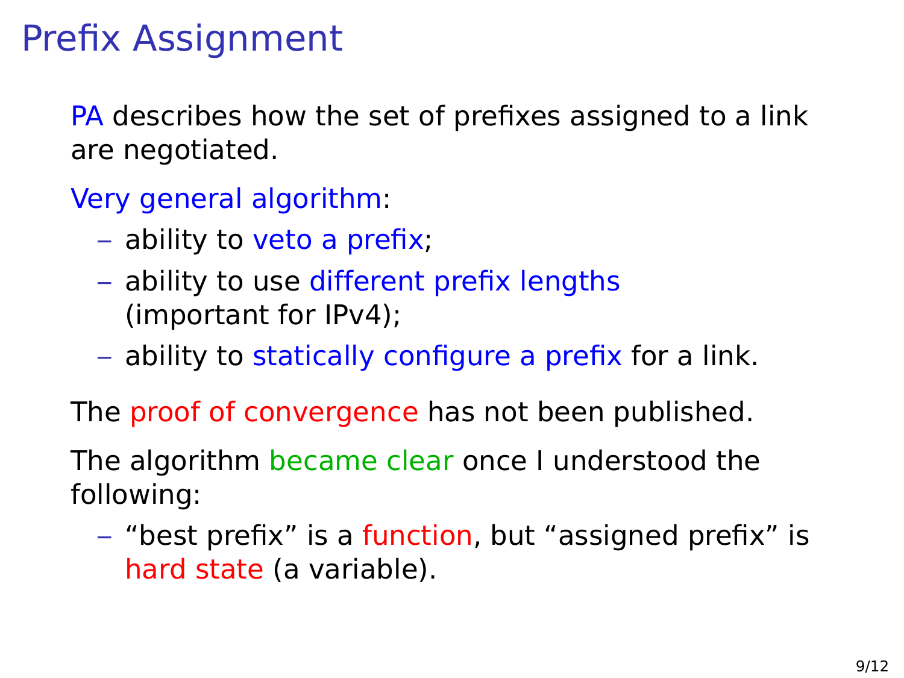# Prefix Assignment

PA describes how the set of prefixes assigned to a link are negotiated.

Very general algorithm:

- ability to veto a prefix;
- ability to use different prefix lengths (important for IPv4);
- ability to statically configure a prefix for a link.

The proof of convergence has not been published.

The algorithm became clear once I understood the following:

- "best prefix" is a function, but "assigned prefix" is hard state (a variable).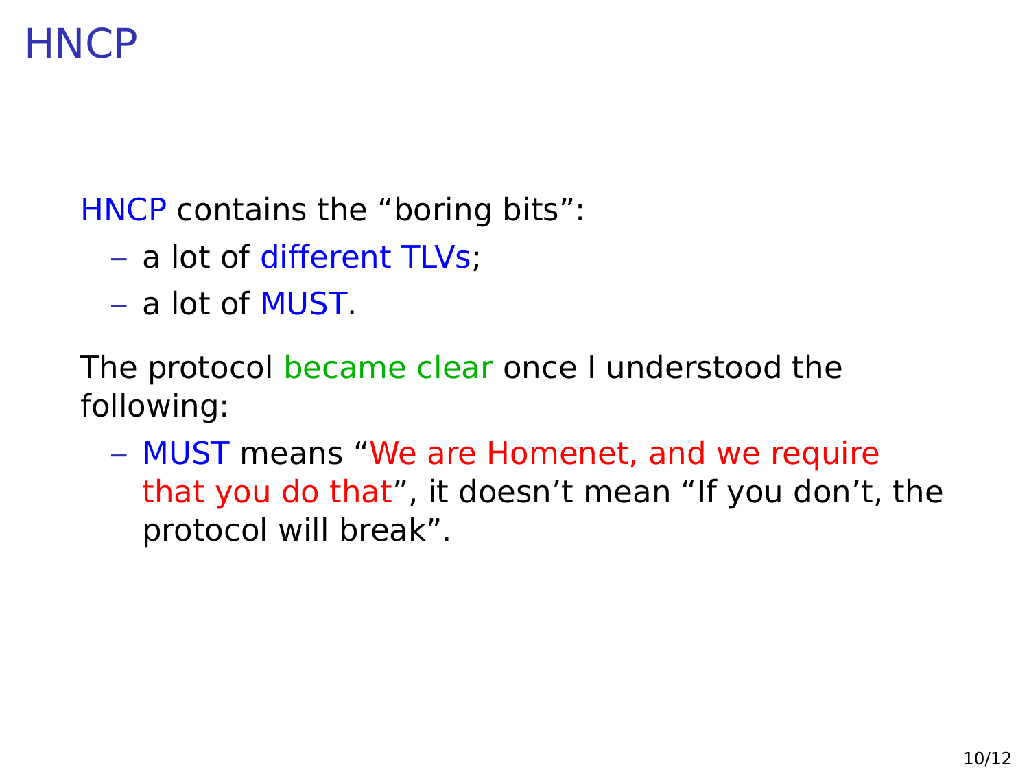# HNCP

HNCP contains the “boring bits”:

- a lot of different TLVs;
- a lot of MUST.

The protocol became clear once I understood the following:

- MUST means “We are Homenet, and we require that you do that”, it doesn’t mean “If you don’t, the protocol will break”.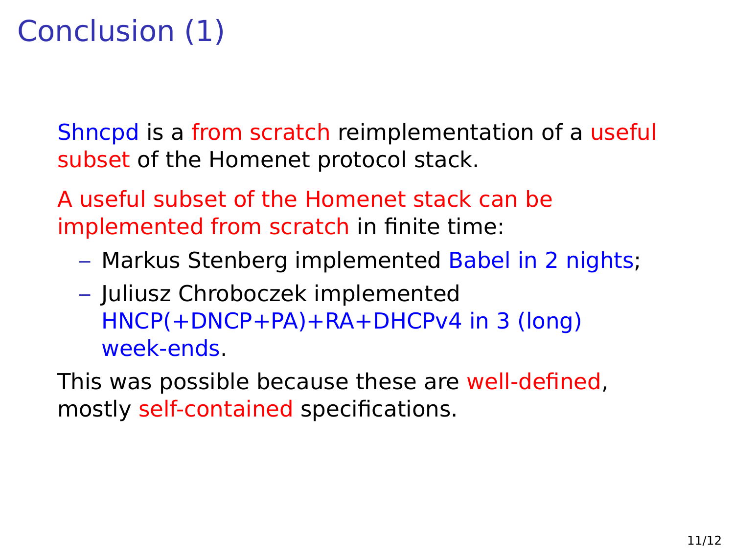# Conclusion (1)

Shncpd is a from scratch reimplementation of a useful subset of the Homenet protocol stack.

A useful subset of the Homenet stack can be implemented from scratch in finite time:

- Markus Stenberg implemented Babel in 2 nights;
- Juliusz Chroboczek implemented HNCP(+DNCP+PA)+RA+DHCPv4 in 3 (long) week-ends.

This was possible because these are well-defined, mostly self-contained specifications.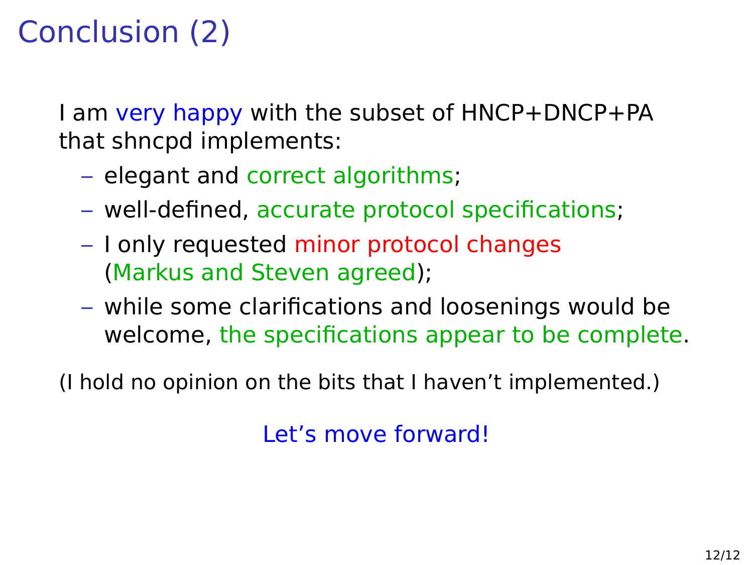# Conclusion (2)

I am very happy with the subset of HNCP+DNCP+PA that shncpd implements:

- elegant and correct algorithms;
- well-defined, accurate protocol specifications;
- I only requested minor protocol changes (Markus and Steven agreed);
- while some clarifications and loosenings would be welcome, the specifications appear to be complete.

(I hold no opinion on the bits that I haven't implemented.)

Let's move forward!